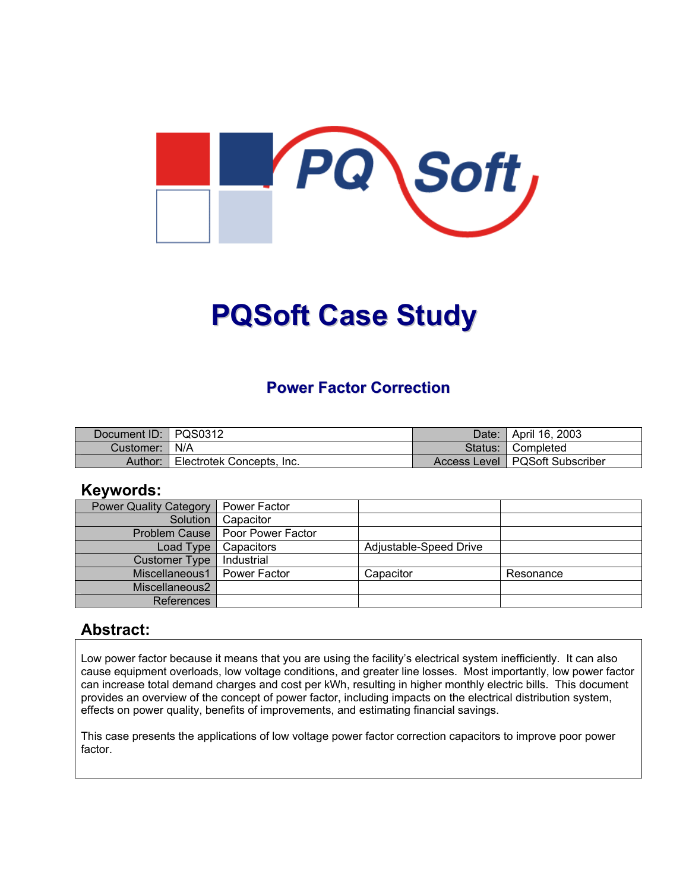# PQSoft Case Study

## Power Factor Correction

| Document ID: | PQS0312 | Date: | April 16, 2003 |
|---|---|---|---|
| Customer: | N/A | Status: | Completed |
| Author: | Electrotek Concepts, Inc. | Access Level | PQSoft Subscriber |

## Keywords:

| | | | |
|---|---|---|---|
| Power Quality Category | Power Factor | | |
| Solution | Capacitor | | |
| Problem Cause | Poor Power Factor | | |
| Load Type | Capacitors | Adjustable-Speed Drive | |
| Customer Type | Industrial | | |
| Miscellaneous1 | Power Factor | Capacitor | Resonance |
| Miscellaneous2 | | | |
| References | | | |

## Abstract:

Low power factor because it means that you are using the facility's electrical system inefficiently. It can also cause equipment overloads, low voltage conditions, and greater line losses. Most importantly, low power factor can increase total demand charges and cost per kWh, resulting in higher monthly electric bills. This document provides an overview of the concept of power factor, including impacts on the electrical distribution system, effects on power quality, benefits of improvements, and estimating financial savings.

This case presents the applications of low voltage power factor correction capacitors to improve poor power factor.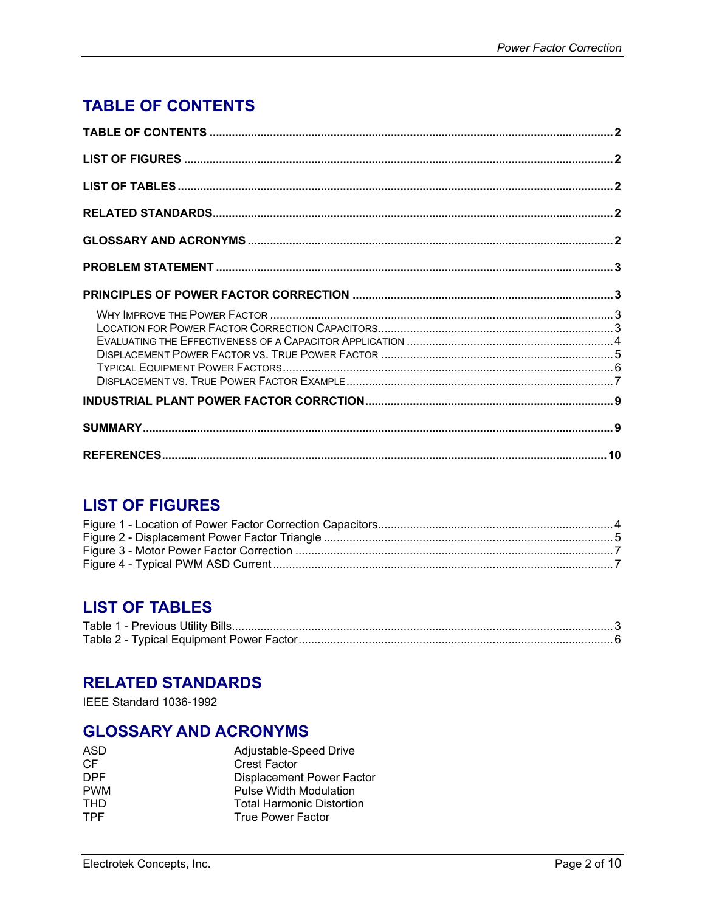# TABLE OF CONTENTS

**TABLE OF CONTENTS** ..... **2**

**LIST OF FIGURES** ..... **2**

**LIST OF TABLES** ..... **2**

**RELATED STANDARDS** ..... **2**

**GLOSSARY AND ACRONYMS** ..... **2**

**PROBLEM STATEMENT** ..... **3**

**PRINCIPLES OF POWER FACTOR CORRECTION** ..... **3**

- WHY IMPROVE THE POWER FACTOR ..... 3
- LOCATION FOR POWER FACTOR CORRECTION CAPACITORS ..... 3
- EVALUATING THE EFFECTIVENESS OF A CAPACITOR APPLICATION ..... 4
- DISPLACEMENT POWER FACTOR VS. TRUE POWER FACTOR ..... 5
- TYPICAL EQUIPMENT POWER FACTORS ..... 6
- DISPLACEMENT VS. TRUE POWER FACTOR EXAMPLE ..... 7

**INDUSTRIAL PLANT POWER FACTOR CORRCTION** ..... **9**

**SUMMARY** ..... **9**

**REFERENCES** ..... **10**

# LIST OF FIGURES

Figure 1 - Location of Power Factor Correction Capacitors ..... 4
Figure 2 - Displacement Power Factor Triangle ..... 5
Figure 3 - Motor Power Factor Correction ..... 7
Figure 4 - Typical PWM ASD Current ..... 7

# LIST OF TABLES

Table 1 - Previous Utility Bills ..... 3
Table 2 - Typical Equipment Power Factor ..... 6

# RELATED STANDARDS

IEEE Standard 1036-1992

# GLOSSARY AND ACRONYMS

| | |
|---|---|
| ASD | Adjustable-Speed Drive |
| CF | Crest Factor |
| DPF | Displacement Power Factor |
| PWM | Pulse Width Modulation |
| THD | Total Harmonic Distortion |
| TPF | True Power Factor |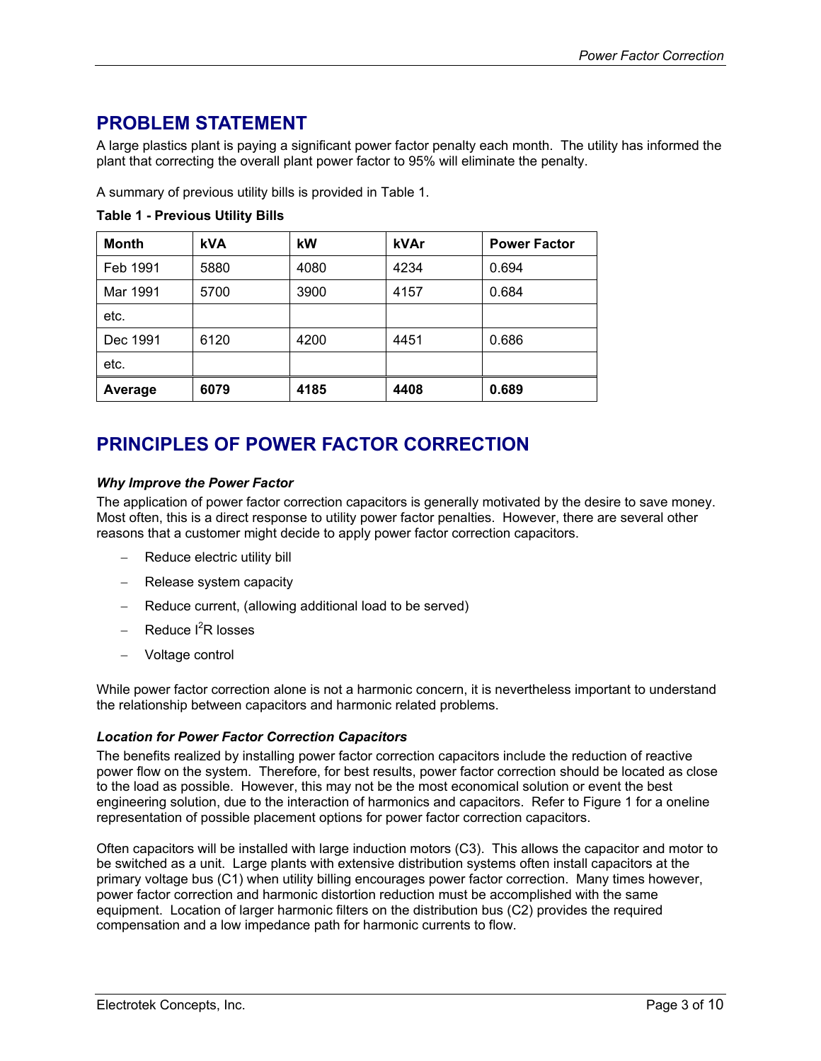## PROBLEM STATEMENT

A large plastics plant is paying a significant power factor penalty each month. The utility has informed the plant that correcting the overall plant power factor to 95% will eliminate the penalty.

A summary of previous utility bills is provided in Table 1.

**Table 1 - Previous Utility Bills**

| Month | kVA | kW | kVAr | Power Factor |
|---|---|---|---|---|
| Feb 1991 | 5880 | 4080 | 4234 | 0.694 |
| Mar 1991 | 5700 | 3900 | 4157 | 0.684 |
| etc. | | | | |
| Dec 1991 | 6120 | 4200 | 4451 | 0.686 |
| etc. | | | | |
| **Average** | **6079** | **4185** | **4408** | **0.689** |

## PRINCIPLES OF POWER FACTOR CORRECTION

### *Why Improve the Power Factor*

The application of power factor correction capacitors is generally motivated by the desire to save money. Most often, this is a direct response to utility power factor penalties. However, there are several other reasons that a customer might decide to apply power factor correction capacitors.

- Reduce electric utility bill
- Release system capacity
- Reduce current, (allowing additional load to be served)
- Reduce $I^2R$ losses
- Voltage control

While power factor correction alone is not a harmonic concern, it is nevertheless important to understand the relationship between capacitors and harmonic related problems.

### *Location for Power Factor Correction Capacitors*

The benefits realized by installing power factor correction capacitors include the reduction of reactive power flow on the system. Therefore, for best results, power factor correction should be located as close to the load as possible. However, this may not be the most economical solution or event the best engineering solution, due to the interaction of harmonics and capacitors. Refer to Figure 1 for a oneline representation of possible placement options for power factor correction capacitors.

Often capacitors will be installed with large induction motors (C3). This allows the capacitor and motor to be switched as a unit. Large plants with extensive distribution systems often install capacitors at the primary voltage bus (C1) when utility billing encourages power factor correction. Many times however, power factor correction and harmonic distortion reduction must be accomplished with the same equipment. Location of larger harmonic filters on the distribution bus (C2) provides the required compensation and a low impedance path for harmonic currents to flow.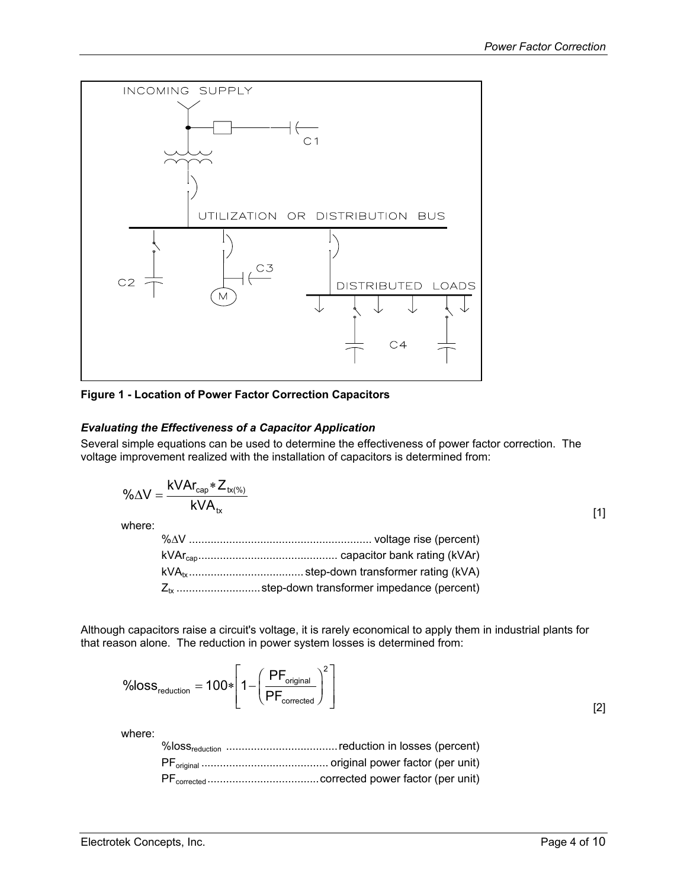Figure 1 - Location of Power Factor Correction Capacitors

### *Evaluating the Effectiveness of a Capacitor Application*

Several simple equations can be used to determine the effectiveness of power factor correction. The voltage improvement realized with the installation of capacitors is determined from:

$$\%\Delta V = \frac{kVAr_{cap} * Z_{tx(\%)}}{kVA_{tx}} \qquad [1]$$

where:

- $\%\Delta V$ .......................................................... voltage rise (percent)
- $kVAr_{cap}$ ............................................ capacitor bank rating (kVAr)
- $kVA_{tx}$ .................................... step-down transformer rating (kVA)
- $Z_{tx}$ .......................... step-down transformer impedance (percent)

Although capacitors raise a circuit's voltage, it is rarely economical to apply them in industrial plants for that reason alone. The reduction in power system losses is determined from:

$$\%loss_{reduction} = 100 * \left[ 1 - \left( \frac{PF_{original}}{PF_{corrected}} \right)^2 \right] \qquad [2]$$

where:

- $\%loss_{reduction}$ ................................... reduction in losses (percent)
- $PF_{original}$ ......................................... original power factor (per unit)
- $PF_{corrected}$ ................................... corrected power factor (per unit)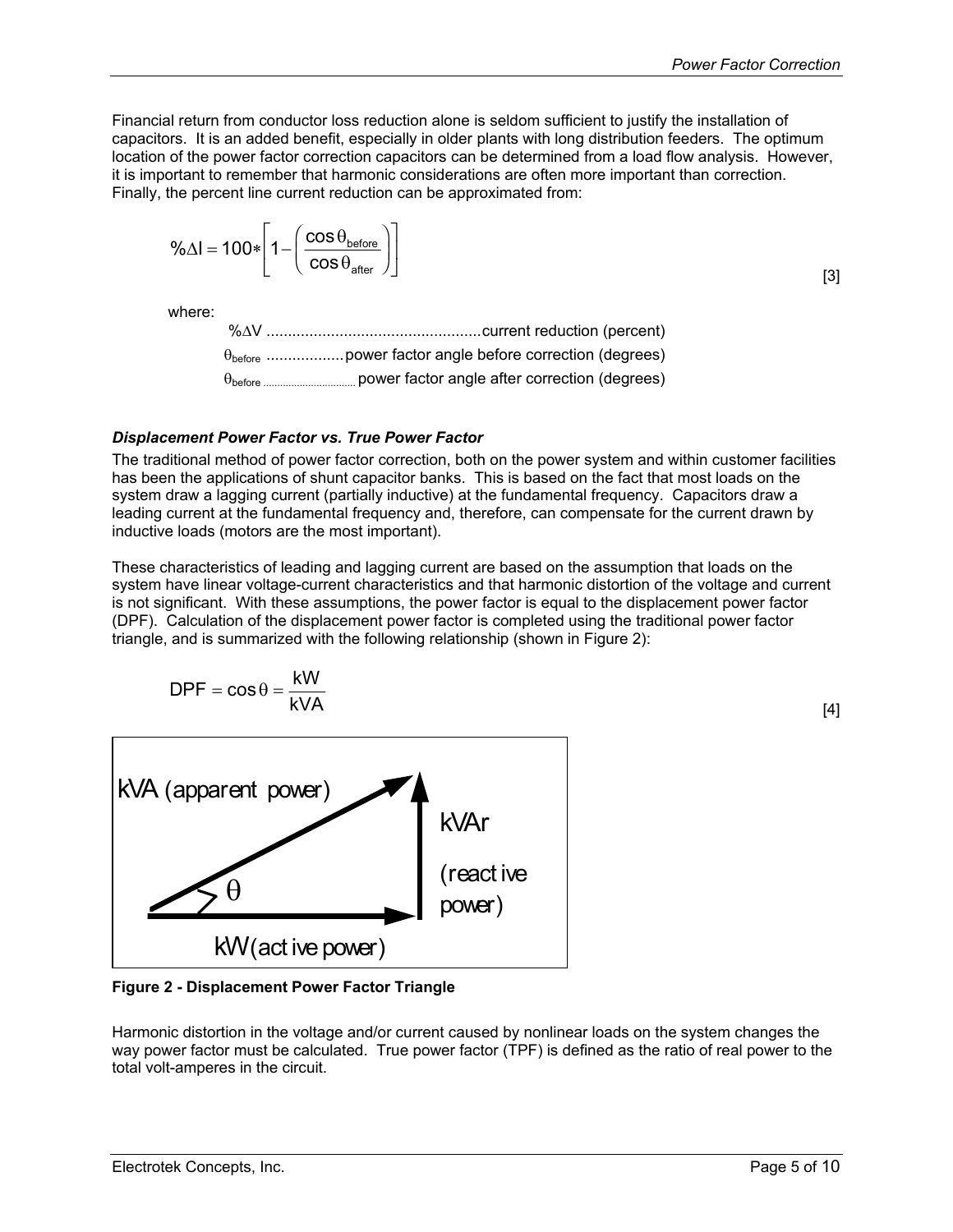Financial return from conductor loss reduction alone is seldom sufficient to justify the installation of capacitors. It is an added benefit, especially in older plants with long distribution feeders. The optimum location of the power factor correction capacitors can be determined from a load flow analysis. However, it is important to remember that harmonic considerations are often more important than correction. Finally, the percent line current reduction can be approximated from:

$$\%\Delta I = 100 * \left[ 1 - \left( \frac{\cos\theta_{before}}{\cos\theta_{after}} \right) \right] \quad [3]$$

where:

- $\%\Delta V$ ................................................. current reduction (percent)
- $\theta_{before}$ ................. power factor angle before correction (degrees)
- $\theta_{before}$ ................................ power factor angle after correction (degrees)

#### *Displacement Power Factor vs. True Power Factor*

The traditional method of power factor correction, both on the power system and within customer facilities has been the applications of shunt capacitor banks. This is based on the fact that most loads on the system draw a lagging current (partially inductive) at the fundamental frequency. Capacitors draw a leading current at the fundamental frequency and, therefore, can compensate for the current drawn by inductive loads (motors are the most important).

These characteristics of leading and lagging current are based on the assumption that loads on the system have linear voltage-current characteristics and that harmonic distortion of the voltage and current is not significant. With these assumptions, the power factor is equal to the displacement power factor (DPF). Calculation of the displacement power factor is completed using the traditional power factor triangle, and is summarized with the following relationship (shown in Figure 2):

$$DPF = \cos\theta = \frac{kW}{kVA} \quad [4]$$

kVA (apparent power) | kVAr (reactive power) | θ | kW (active power)

**Figure 2 - Displacement Power Factor Triangle**

Harmonic distortion in the voltage and/or current caused by nonlinear loads on the system changes the way power factor must be calculated. True power factor (TPF) is defined as the ratio of real power to the total volt-amperes in the circuit.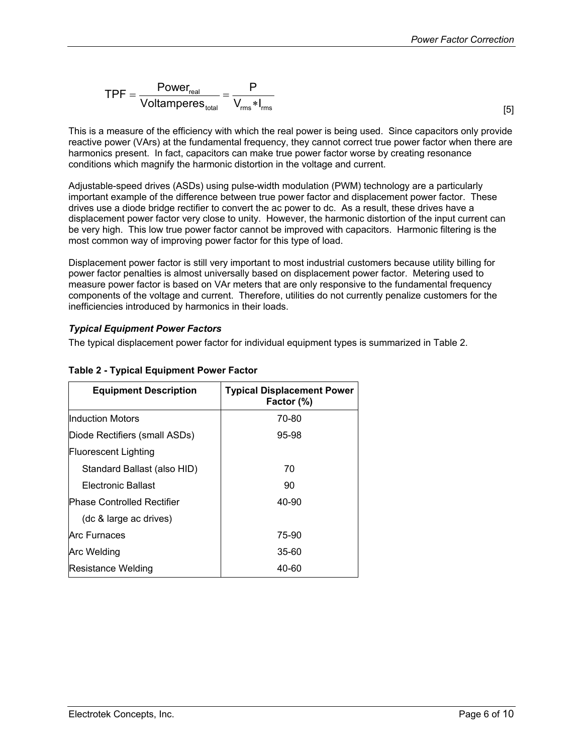$$TPF = \frac{Power_{real}}{Voltamperes_{total}} = \frac{P}{V_{rms} * I_{rms}} \quad [5]$$

This is a measure of the efficiency with which the real power is being used. Since capacitors only provide reactive power (VArs) at the fundamental frequency, they cannot correct true power factor when there are harmonics present. In fact, capacitors can make true power factor worse by creating resonance conditions which magnify the harmonic distortion in the voltage and current.

Adjustable-speed drives (ASDs) using pulse-width modulation (PWM) technology are a particularly important example of the difference between true power factor and displacement power factor. These drives use a diode bridge rectifier to convert the ac power to dc. As a result, these drives have a displacement power factor very close to unity. However, the harmonic distortion of the input current can be very high. This low true power factor cannot be improved with capacitors. Harmonic filtering is the most common way of improving power factor for this type of load.

Displacement power factor is still very important to most industrial customers because utility billing for power factor penalties is almost universally based on displacement power factor. Metering used to measure power factor is based on VAr meters that are only responsive to the fundamental frequency components of the voltage and current. Therefore, utilities do not currently penalize customers for the inefficiencies introduced by harmonics in their loads.

### *Typical Equipment Power Factors*

The typical displacement power factor for individual equipment types is summarized in Table 2.

**Table 2 - Typical Equipment Power Factor**

| Equipment Description | Typical Displacement Power Factor (%) |
|---|---|
| Induction Motors | 70-80 |
| Diode Rectifiers (small ASDs) | 95-98 |
| Fluorescent Lighting | |
| Standard Ballast (also HID) | 70 |
| Electronic Ballast | 90 |
| Phase Controlled Rectifier (dc & large ac drives) | 40-90 |
| Arc Furnaces | 75-90 |
| Arc Welding | 35-60 |
| Resistance Welding | 40-60 |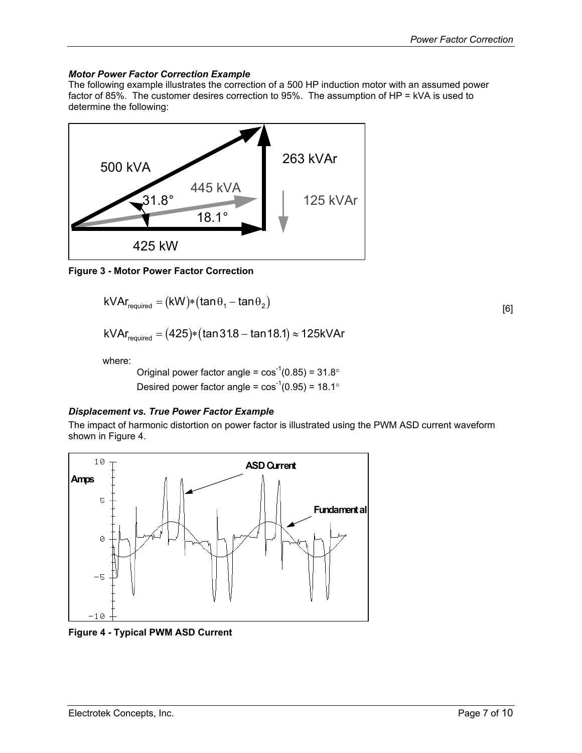### *Motor Power Factor Correction Example*

The following example illustrates the correction of a 500 HP induction motor with an assumed power factor of 85%. The customer desires correction to 95%. The assumption of HP = kVA is used to determine the following:

**Figure 3 - Motor Power Factor Correction**

$$kVAr_{required} = (kW)*(\tan\theta_1 - \tan\theta_2) \quad [6]$$

$$kVAr_{required} = (425)*(\tan 31.8 - \tan 18.1) \approx 125 kVAr$$

where:

Original power factor angle = $\cos^{-1}(0.85) = 31.8°$

Desired power factor angle = $\cos^{-1}(0.95) = 18.1°$

### *Displacement vs. True Power Factor Example*

The impact of harmonic distortion on power factor is illustrated using the PWM ASD current waveform shown in Figure 4.

**Figure 4 - Typical PWM ASD Current**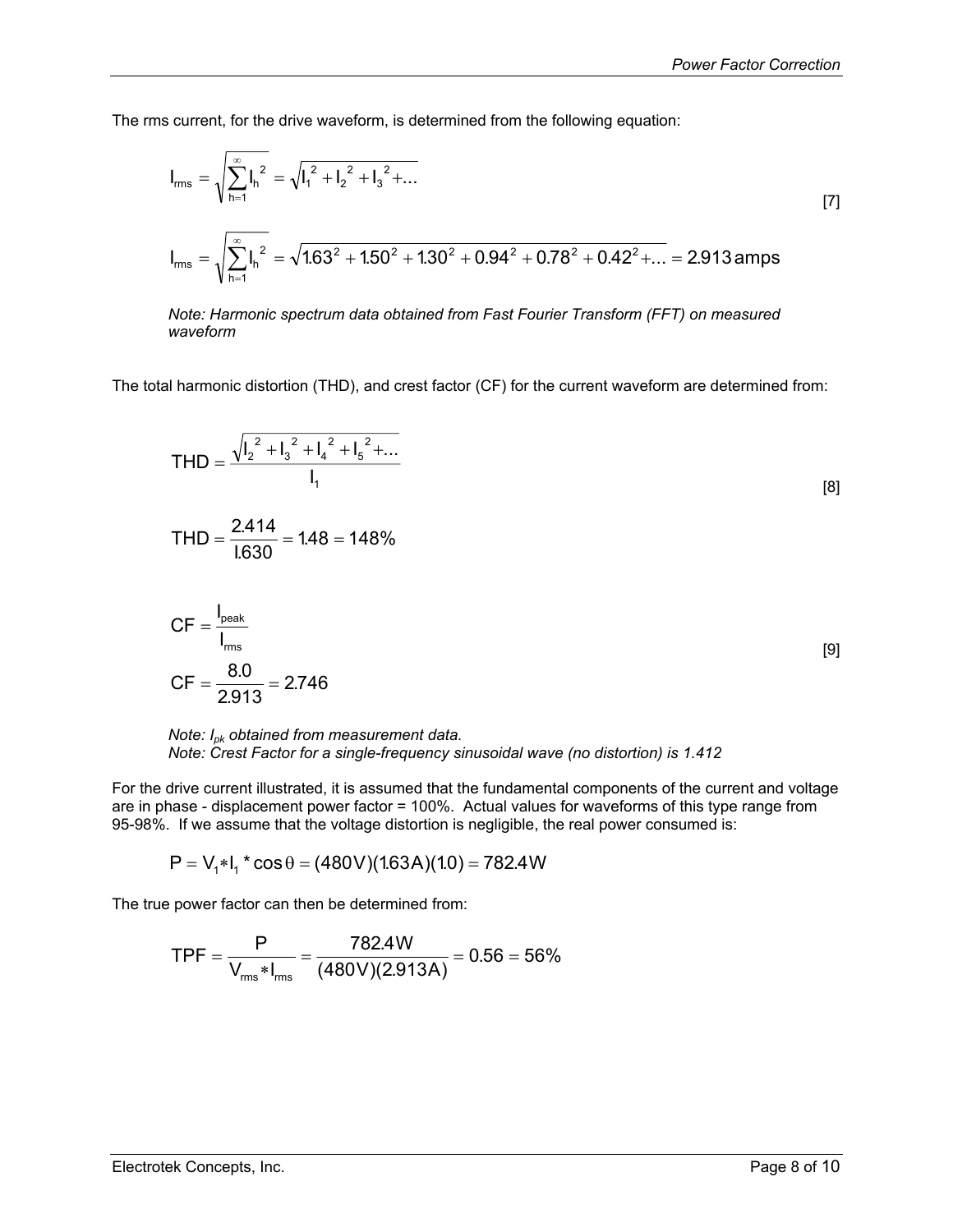The rms current, for the drive waveform, is determined from the following equation:

$$I_{rms} = \sqrt{\sum_{h=1}^{\infty} I_h^{\,2}} = \sqrt{I_1^{\,2} + I_2^{\,2} + I_3^{\,2} + \ldots} \qquad [7]$$

$$I_{rms} = \sqrt{\sum_{h=1}^{\infty} I_h^{\,2}} = \sqrt{1.63^2 + 1.50^2 + 1.30^2 + 0.94^2 + 0.78^2 + 0.42^2 + \ldots} = 2.913 \,\text{amps}$$

*Note: Harmonic spectrum data obtained from Fast Fourier Transform (FFT) on measured waveform*

The total harmonic distortion (THD), and crest factor (CF) for the current waveform are determined from:

$$THD = \frac{\sqrt{I_2^{\,2} + I_3^{\,2} + I_4^{\,2} + I_5^{\,2} + \ldots}}{I_1} \qquad [8]$$

$$THD = \frac{2.414}{1.630} = 1.48 = 148\%$$

$$CF = \frac{I_{peak}}{I_{rms}} \qquad [9]$$

$$CF = \frac{8.0}{2.913} = 2.746$$

*Note: $I_{pk}$ obtained from measurement data.*
*Note: Crest Factor for a single-frequency sinusoidal wave (no distortion) is 1.412*

For the drive current illustrated, it is assumed that the fundamental components of the current and voltage are in phase - displacement power factor = 100%. Actual values for waveforms of this type range from 95-98%. If we assume that the voltage distortion is negligible, the real power consumed is:

$$P = V_1 * I_1 * \cos\theta = (480\text{V})(1.63\text{A})(1.0) = 782.4\text{W}$$

The true power factor can then be determined from:

$$TPF = \frac{P}{V_{rms} * I_{rms}} = \frac{782.4\text{W}}{(480\text{V})(2.913\text{A})} = 0.56 = 56\%$$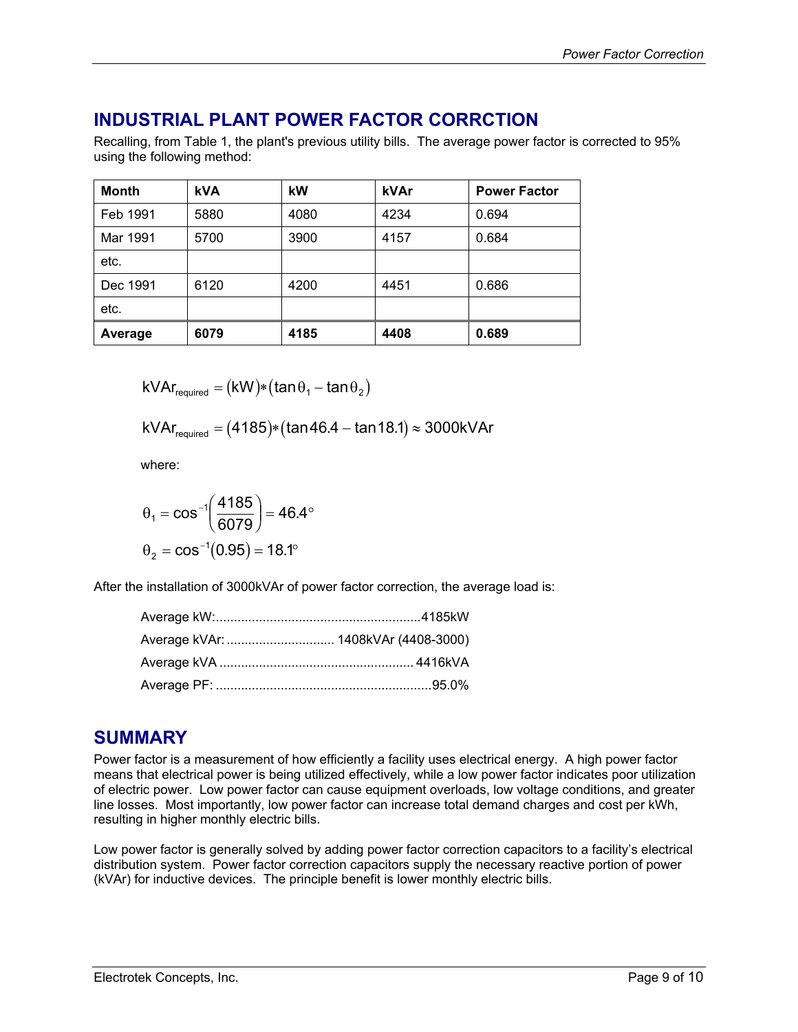## INDUSTRIAL PLANT POWER FACTOR CORRCTION

Recalling, from Table 1, the plant's previous utility bills. The average power factor is corrected to 95% using the following method:

| Month | kVA | kW | kVAr | Power Factor |
|---|---|---|---|---|
| Feb 1991 | 5880 | 4080 | 4234 | 0.694 |
| Mar 1991 | 5700 | 3900 | 4157 | 0.684 |
| etc. | | | | |
| Dec 1991 | 6120 | 4200 | 4451 | 0.686 |
| etc. | | | | |
| **Average** | **6079** | **4185** | **4408** | **0.689** |

$$\text{kVAr}_{\text{required}} = (\text{kW}) * (\tan\theta_1 - \tan\theta_2)$$

$$\text{kVAr}_{\text{required}} = (4185) * (\tan 46.4 - \tan 18.1) \approx 3000\text{kVAr}$$

where:

$$\theta_1 = \cos^{-1}\left(\frac{4185}{6079}\right) = 46.4^\circ$$

$$\theta_2 = \cos^{-1}(0.95) = 18.1^\circ$$

After the installation of 3000kVAr of power factor correction, the average load is:

Average kW:........................................................4185kW
Average kVAr: ............................. 1408kVAr (4408-3000)
Average kVA ..................................................... 4416kVA
Average PF: ...........................................................95.0%

## SUMMARY

Power factor is a measurement of how efficiently a facility uses electrical energy. A high power factor means that electrical power is being utilized effectively, while a low power factor indicates poor utilization of electric power. Low power factor can cause equipment overloads, low voltage conditions, and greater line losses. Most importantly, low power factor can increase total demand charges and cost per kWh, resulting in higher monthly electric bills.

Low power factor is generally solved by adding power factor correction capacitors to a facility's electrical distribution system. Power factor correction capacitors supply the necessary reactive portion of power (kVAr) for inductive devices. The principle benefit is lower monthly electric bills.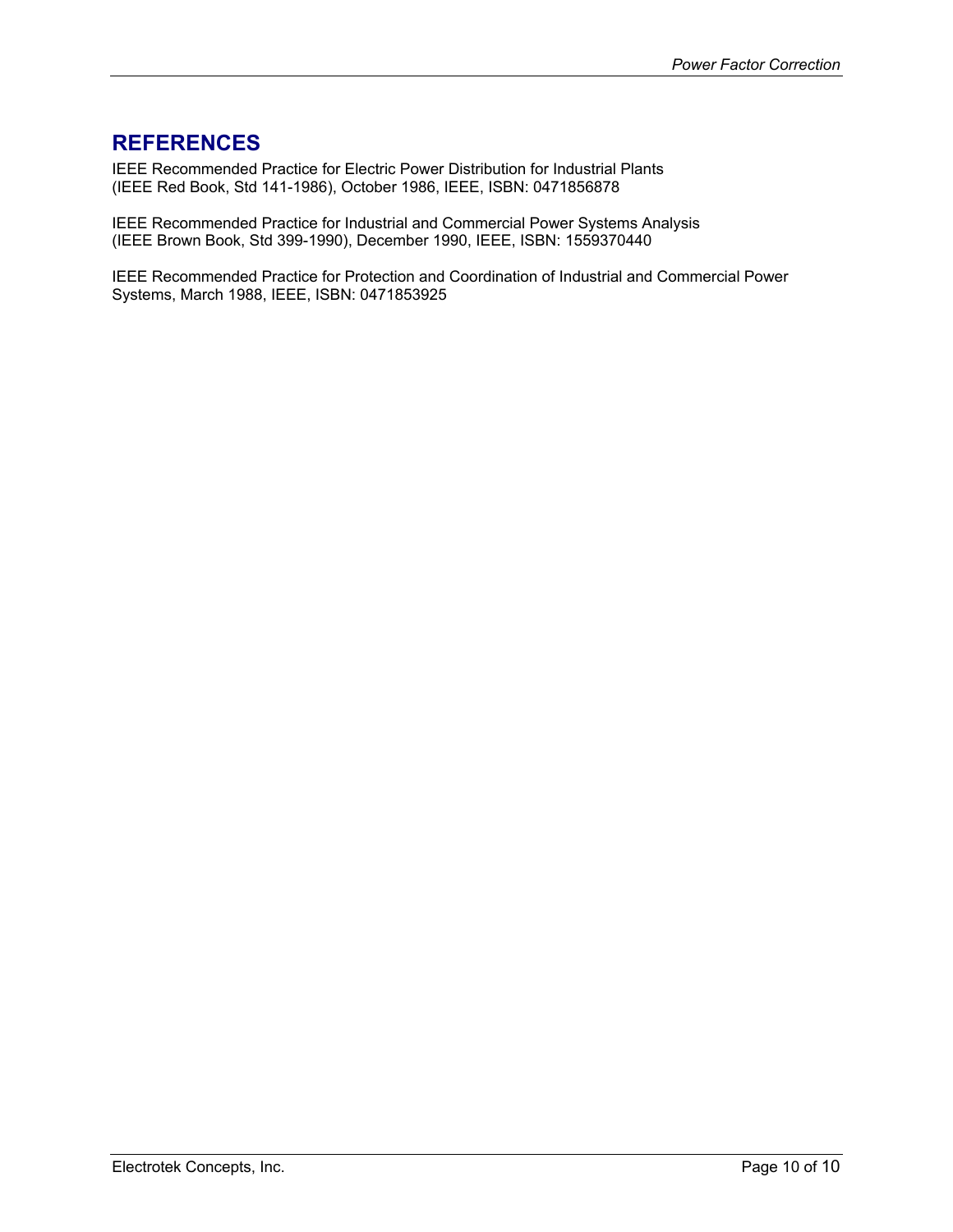## REFERENCES

IEEE Recommended Practice for Electric Power Distribution for Industrial Plants
(IEEE Red Book, Std 141-1986), October 1986, IEEE, ISBN: 0471856878

IEEE Recommended Practice for Industrial and Commercial Power Systems Analysis
(IEEE Brown Book, Std 399-1990), December 1990, IEEE, ISBN: 1559370440

IEEE Recommended Practice for Protection and Coordination of Industrial and Commercial Power Systems, March 1988, IEEE, ISBN: 0471853925